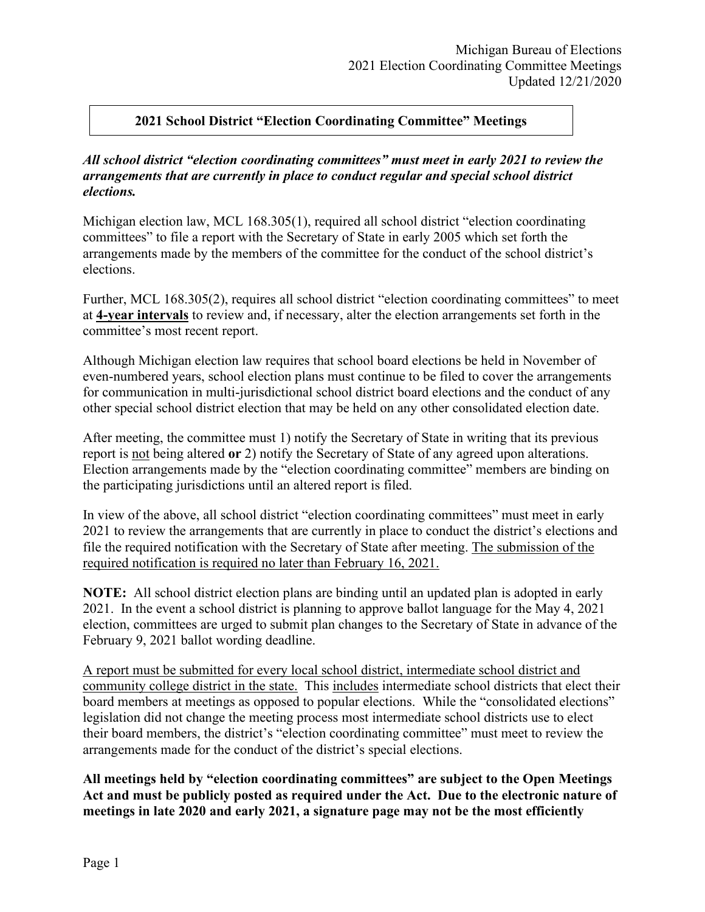Michigan Bureau of Elections
2021 Election Coordinating Committee Meetings
Updated 12/21/2020

## 2021 School District "Election Coordinating Committee" Meetings

***All school district "election coordinating committees" must meet in early 2021 to review the arrangements that are currently in place to conduct regular and special school district elections.***

Michigan election law, MCL 168.305(1), required all school district "election coordinating committees" to file a report with the Secretary of State in early 2005 which set forth the arrangements made by the members of the committee for the conduct of the school district's elections.

Further, MCL 168.305(2), requires all school district "election coordinating committees" to meet at **<u>4-year intervals</u>** to review and, if necessary, alter the election arrangements set forth in the committee's most recent report.

Although Michigan election law requires that school board elections be held in November of even-numbered years, school election plans must continue to be filed to cover the arrangements for communication in multi-jurisdictional school district board elections and the conduct of any other special school district election that may be held on any other consolidated election date.

After meeting, the committee must 1) notify the Secretary of State in writing that its previous report is <u>not</u> being altered **or** 2) notify the Secretary of State of any agreed upon alterations. Election arrangements made by the "election coordinating committee" members are binding on the participating jurisdictions until an altered report is filed.

In view of the above, all school district "election coordinating committees" must meet in early 2021 to review the arrangements that are currently in place to conduct the district's elections and file the required notification with the Secretary of State after meeting. <u>The submission of the required notification is required no later than February 16, 2021.</u>

**NOTE:** All school district election plans are binding until an updated plan is adopted in early 2021. In the event a school district is planning to approve ballot language for the May 4, 2021 election, committees are urged to submit plan changes to the Secretary of State in advance of the February 9, 2021 ballot wording deadline.

<u>A report must be submitted for every local school district, intermediate school district and community college district in the state.</u> This <u>includes</u> intermediate school districts that elect their board members at meetings as opposed to popular elections. While the "consolidated elections" legislation did not change the meeting process most intermediate school districts use to elect their board members, the district's "election coordinating committee" must meet to review the arrangements made for the conduct of the district's special elections.

**All meetings held by "election coordinating committees" are subject to the Open Meetings Act and must be publicly posted as required under the Act. Due to the electronic nature of meetings in late 2020 and early 2021, a signature page may not be the most efficiently**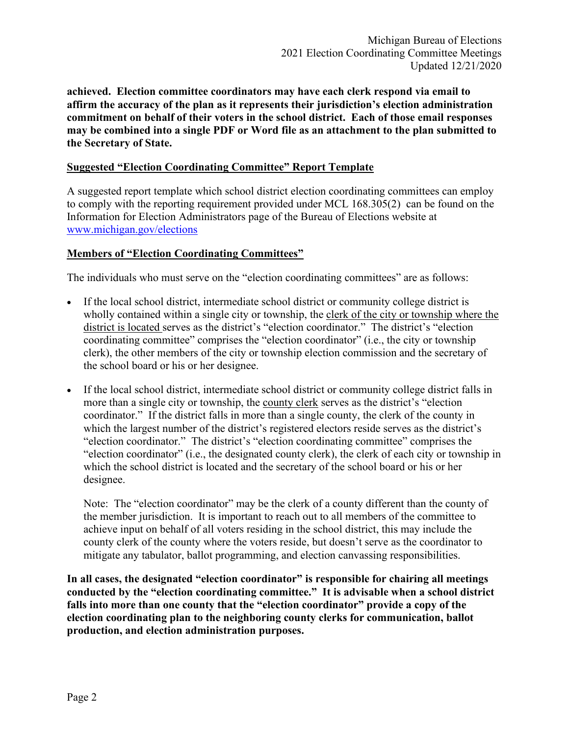**achieved. Election committee coordinators may have each clerk respond via email to affirm the accuracy of the plan as it represents their jurisdiction's election administration commitment on behalf of their voters in the school district. Each of those email responses may be combined into a single PDF or Word file as an attachment to the plan submitted to the Secretary of State.**

## Suggested "Election Coordinating Committee" Report Template

A suggested report template which school district election coordinating committees can employ to comply with the reporting requirement provided under MCL 168.305(2) can be found on the Information for Election Administrators page of the Bureau of Elections website at www.michigan.gov/elections

## Members of "Election Coordinating Committees"

The individuals who must serve on the "election coordinating committees" are as follows:

- If the local school district, intermediate school district or community college district is wholly contained within a single city or township, the clerk of the city or township where the district is located serves as the district's "election coordinator." The district's "election coordinating committee" comprises the "election coordinator" (i.e., the city or township clerk), the other members of the city or township election commission and the secretary of the school board or his or her designee.

- If the local school district, intermediate school district or community college district falls in more than a single city or township, the county clerk serves as the district's "election coordinator." If the district falls in more than a single county, the clerk of the county in which the largest number of the district's registered electors reside serves as the district's "election coordinator." The district's "election coordinating committee" comprises the "election coordinator" (i.e., the designated county clerk), the clerk of each city or township in which the school district is located and the secretary of the school board or his or her designee.

  Note: The "election coordinator" may be the clerk of a county different than the county of the member jurisdiction. It is important to reach out to all members of the committee to achieve input on behalf of all voters residing in the school district, this may include the county clerk of the county where the voters reside, but doesn't serve as the coordinator to mitigate any tabulator, ballot programming, and election canvassing responsibilities.

**In all cases, the designated "election coordinator" is responsible for chairing all meetings conducted by the "election coordinating committee." It is advisable when a school district falls into more than one county that the "election coordinator" provide a copy of the election coordinating plan to the neighboring county clerks for communication, ballot production, and election administration purposes.**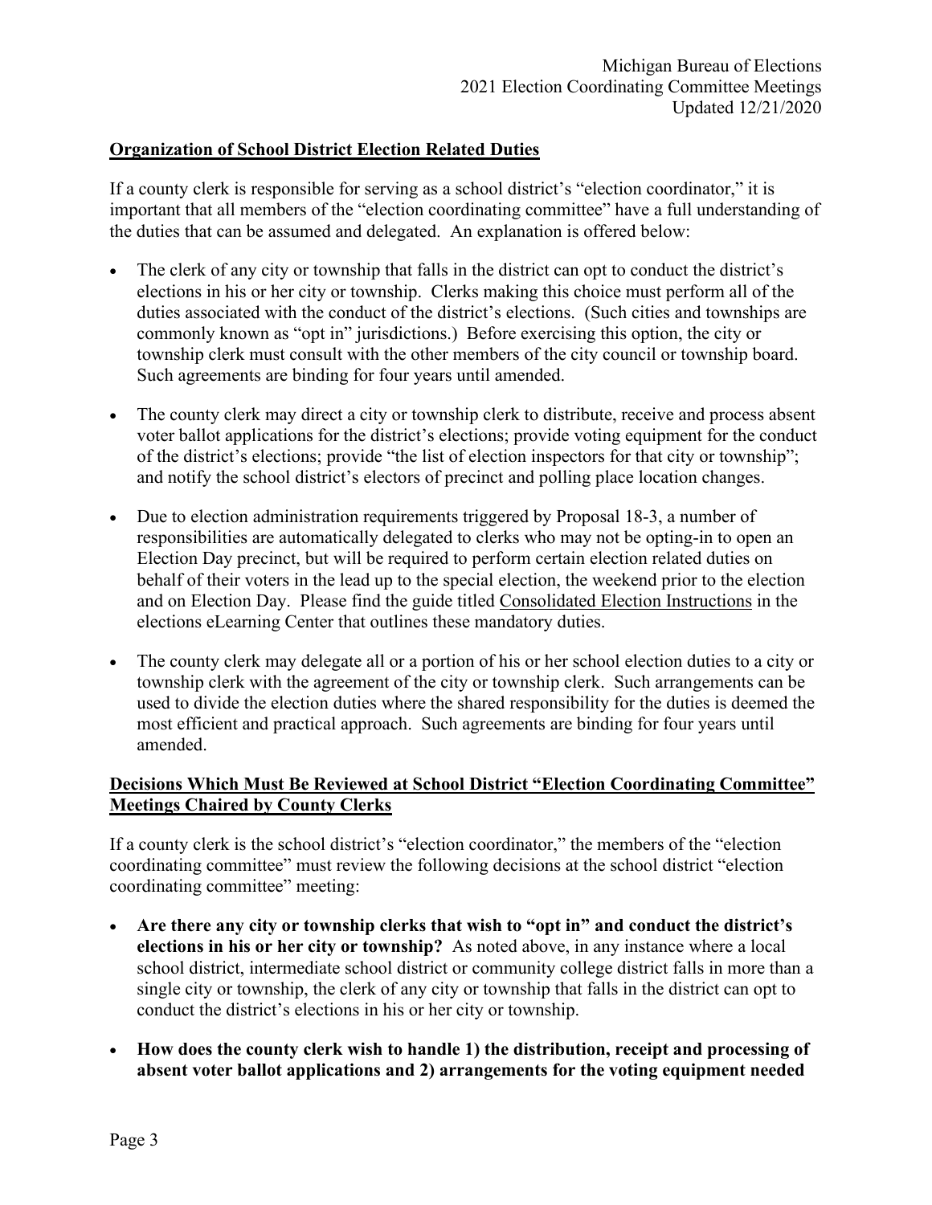## Organization of School District Election Related Duties

If a county clerk is responsible for serving as a school district's "election coordinator," it is important that all members of the "election coordinating committee" have a full understanding of the duties that can be assumed and delegated. An explanation is offered below:

- The clerk of any city or township that falls in the district can opt to conduct the district's elections in his or her city or township. Clerks making this choice must perform all of the duties associated with the conduct of the district's elections. (Such cities and townships are commonly known as "opt in" jurisdictions.) Before exercising this option, the city or township clerk must consult with the other members of the city council or township board. Such agreements are binding for four years until amended.

- The county clerk may direct a city or township clerk to distribute, receive and process absent voter ballot applications for the district's elections; provide voting equipment for the conduct of the district's elections; provide "the list of election inspectors for that city or township"; and notify the school district's electors of precinct and polling place location changes.

- Due to election administration requirements triggered by Proposal 18-3, a number of responsibilities are automatically delegated to clerks who may not be opting-in to open an Election Day precinct, but will be required to perform certain election related duties on behalf of their voters in the lead up to the special election, the weekend prior to the election and on Election Day. Please find the guide titled Consolidated Election Instructions in the elections eLearning Center that outlines these mandatory duties.

- The county clerk may delegate all or a portion of his or her school election duties to a city or township clerk with the agreement of the city or township clerk. Such arrangements can be used to divide the election duties where the shared responsibility for the duties is deemed the most efficient and practical approach. Such agreements are binding for four years until amended.

## Decisions Which Must Be Reviewed at School District "Election Coordinating Committee" Meetings Chaired by County Clerks

If a county clerk is the school district's "election coordinator," the members of the "election coordinating committee" must review the following decisions at the school district "election coordinating committee" meeting:

- **Are there any city or township clerks that wish to "opt in" and conduct the district's elections in his or her city or township?** As noted above, in any instance where a local school district, intermediate school district or community college district falls in more than a single city or township, the clerk of any city or township that falls in the district can opt to conduct the district's elections in his or her city or township.

- **How does the county clerk wish to handle 1) the distribution, receipt and processing of absent voter ballot applications and 2) arrangements for the voting equipment needed**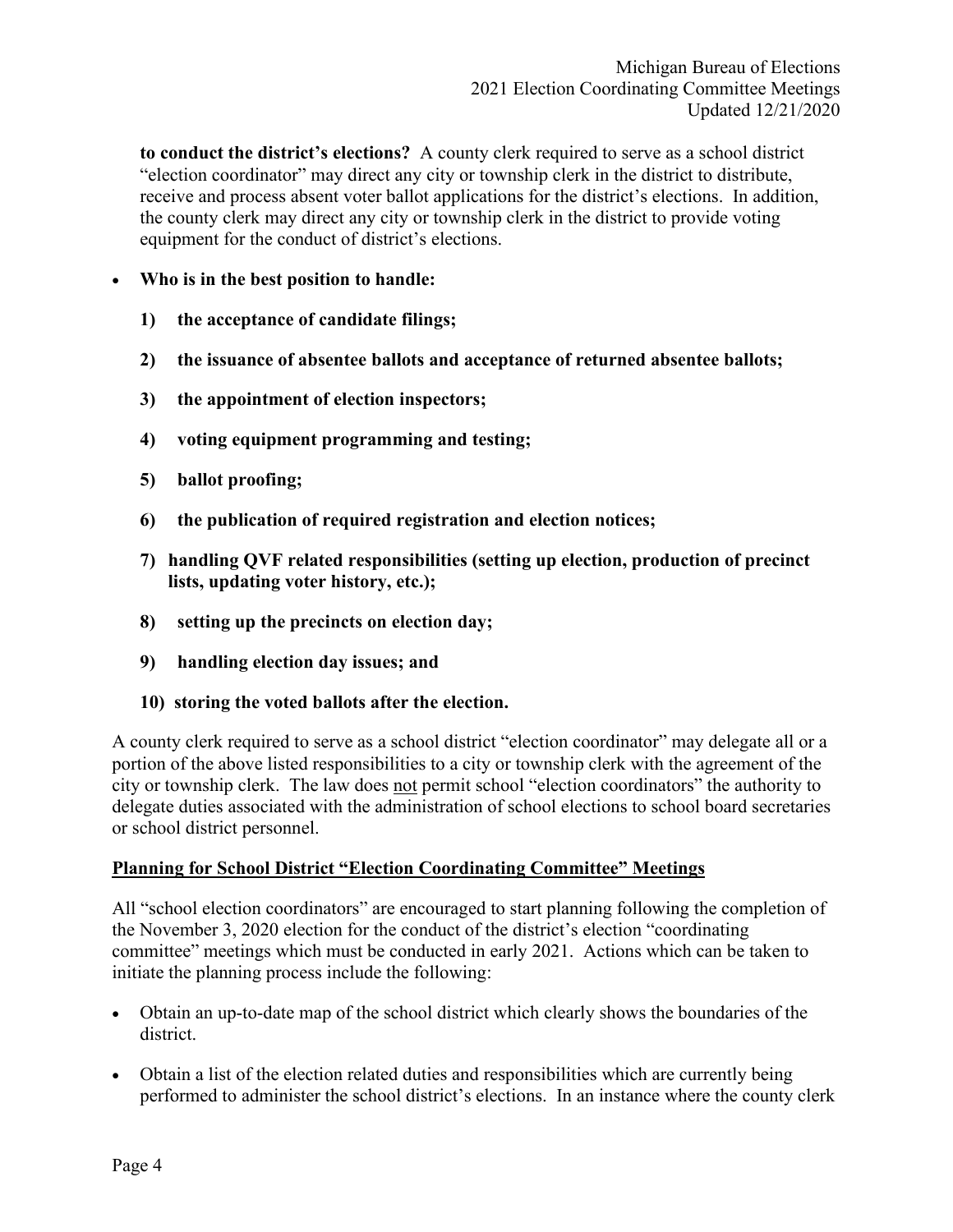**to conduct the district's elections?** A county clerk required to serve as a school district "election coordinator" may direct any city or township clerk in the district to distribute, receive and process absent voter ballot applications for the district's elections. In addition, the county clerk may direct any city or township clerk in the district to provide voting equipment for the conduct of district's elections.

- **Who is in the best position to handle:**

  **1) the acceptance of candidate filings;**

  **2) the issuance of absentee ballots and acceptance of returned absentee ballots;**

  **3) the appointment of election inspectors;**

  **4) voting equipment programming and testing;**

  **5) ballot proofing;**

  **6) the publication of required registration and election notices;**

  **7) handling QVF related responsibilities (setting up election, production of precinct lists, updating voter history, etc.);**

  **8) setting up the precincts on election day;**

  **9) handling election day issues; and**

  **10) storing the voted ballots after the election.**

A county clerk required to serve as a school district "election coordinator" may delegate all or a portion of the above listed responsibilities to a city or township clerk with the agreement of the city or township clerk. The law does not permit school "election coordinators" the authority to delegate duties associated with the administration of school elections to school board secretaries or school district personnel.

## Planning for School District "Election Coordinating Committee" Meetings

All "school election coordinators" are encouraged to start planning following the completion of the November 3, 2020 election for the conduct of the district's election "coordinating committee" meetings which must be conducted in early 2021. Actions which can be taken to initiate the planning process include the following:

- Obtain an up-to-date map of the school district which clearly shows the boundaries of the district.
- Obtain a list of the election related duties and responsibilities which are currently being performed to administer the school district's elections. In an instance where the county clerk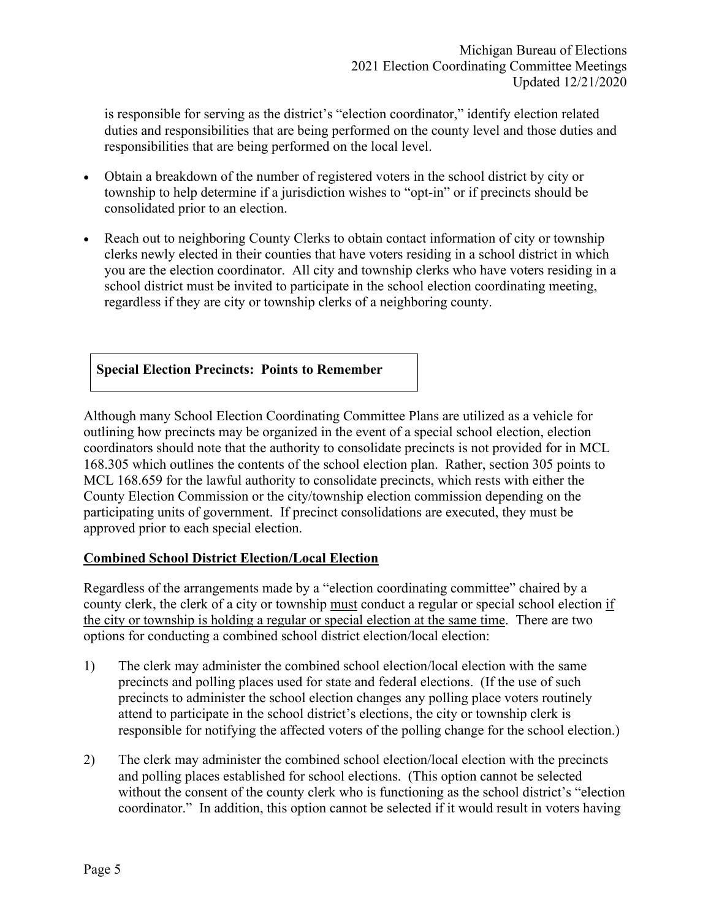is responsible for serving as the district's "election coordinator," identify election related duties and responsibilities that are being performed on the county level and those duties and responsibilities that are being performed on the local level.

- Obtain a breakdown of the number of registered voters in the school district by city or township to help determine if a jurisdiction wishes to "opt-in" or if precincts should be consolidated prior to an election.
- Reach out to neighboring County Clerks to obtain contact information of city or township clerks newly elected in their counties that have voters residing in a school district in which you are the election coordinator. All city and township clerks who have voters residing in a school district must be invited to participate in the school election coordinating meeting, regardless if they are city or township clerks of a neighboring county.

**Special Election Precincts: Points to Remember**

Although many School Election Coordinating Committee Plans are utilized as a vehicle for outlining how precincts may be organized in the event of a special school election, election coordinators should note that the authority to consolidate precincts is not provided for in MCL 168.305 which outlines the contents of the school election plan. Rather, section 305 points to MCL 168.659 for the lawful authority to consolidate precincts, which rests with either the County Election Commission or the city/township election commission depending on the participating units of government. If precinct consolidations are executed, they must be approved prior to each special election.

**Combined School District Election/Local Election**

Regardless of the arrangements made by a "election coordinating committee" chaired by a county clerk, the clerk of a city or township must conduct a regular or special school election if the city or township is holding a regular or special election at the same time. There are two options for conducting a combined school district election/local election:

1) The clerk may administer the combined school election/local election with the same precincts and polling places used for state and federal elections. (If the use of such precincts to administer the school election changes any polling place voters routinely attend to participate in the school district's elections, the city or township clerk is responsible for notifying the affected voters of the polling change for the school election.)

2) The clerk may administer the combined school election/local election with the precincts and polling places established for school elections. (This option cannot be selected without the consent of the county clerk who is functioning as the school district's "election coordinator." In addition, this option cannot be selected if it would result in voters having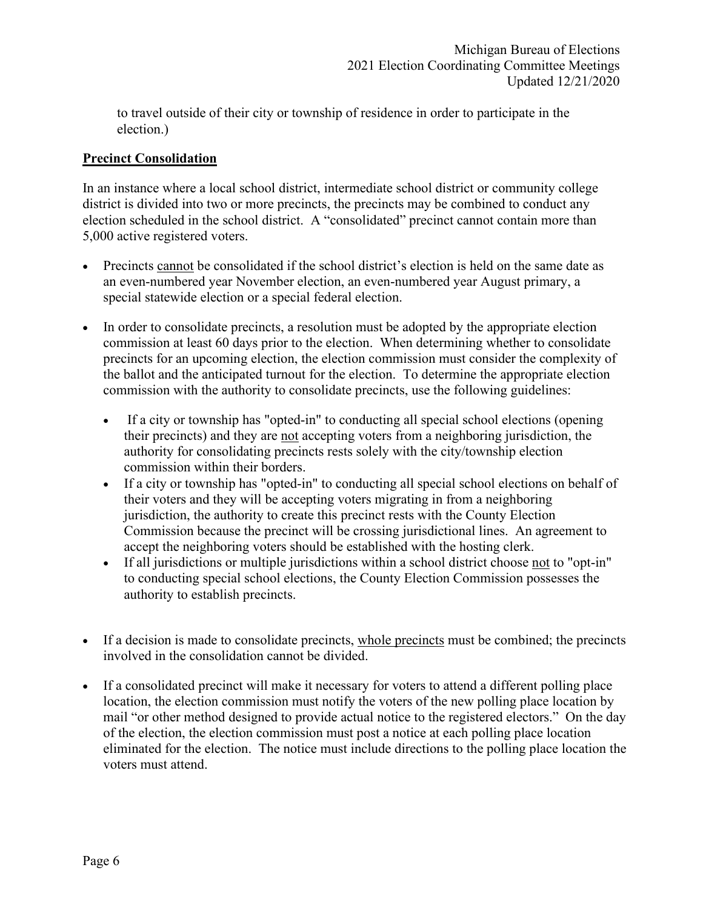to travel outside of their city or township of residence in order to participate in the election.)

**Precinct Consolidation**

In an instance where a local school district, intermediate school district or community college district is divided into two or more precincts, the precincts may be combined to conduct any election scheduled in the school district. A "consolidated" precinct cannot contain more than 5,000 active registered voters.

- Precincts cannot be consolidated if the school district's election is held on the same date as an even-numbered year November election, an even-numbered year August primary, a special statewide election or a special federal election.
- In order to consolidate precincts, a resolution must be adopted by the appropriate election commission at least 60 days prior to the election. When determining whether to consolidate precincts for an upcoming election, the election commission must consider the complexity of the ballot and the anticipated turnout for the election. To determine the appropriate election commission with the authority to consolidate precincts, use the following guidelines:
  - If a city or township has "opted-in" to conducting all special school elections (opening their precincts) and they are not accepting voters from a neighboring jurisdiction, the authority for consolidating precincts rests solely with the city/township election commission within their borders.
  - If a city or township has "opted-in" to conducting all special school elections on behalf of their voters and they will be accepting voters migrating in from a neighboring jurisdiction, the authority to create this precinct rests with the County Election Commission because the precinct will be crossing jurisdictional lines. An agreement to accept the neighboring voters should be established with the hosting clerk.
  - If all jurisdictions or multiple jurisdictions within a school district choose not to "opt-in" to conducting special school elections, the County Election Commission possesses the authority to establish precincts.
- If a decision is made to consolidate precincts, whole precincts must be combined; the precincts involved in the consolidation cannot be divided.
- If a consolidated precinct will make it necessary for voters to attend a different polling place location, the election commission must notify the voters of the new polling place location by mail "or other method designed to provide actual notice to the registered electors." On the day of the election, the election commission must post a notice at each polling place location eliminated for the election. The notice must include directions to the polling place location the voters must attend.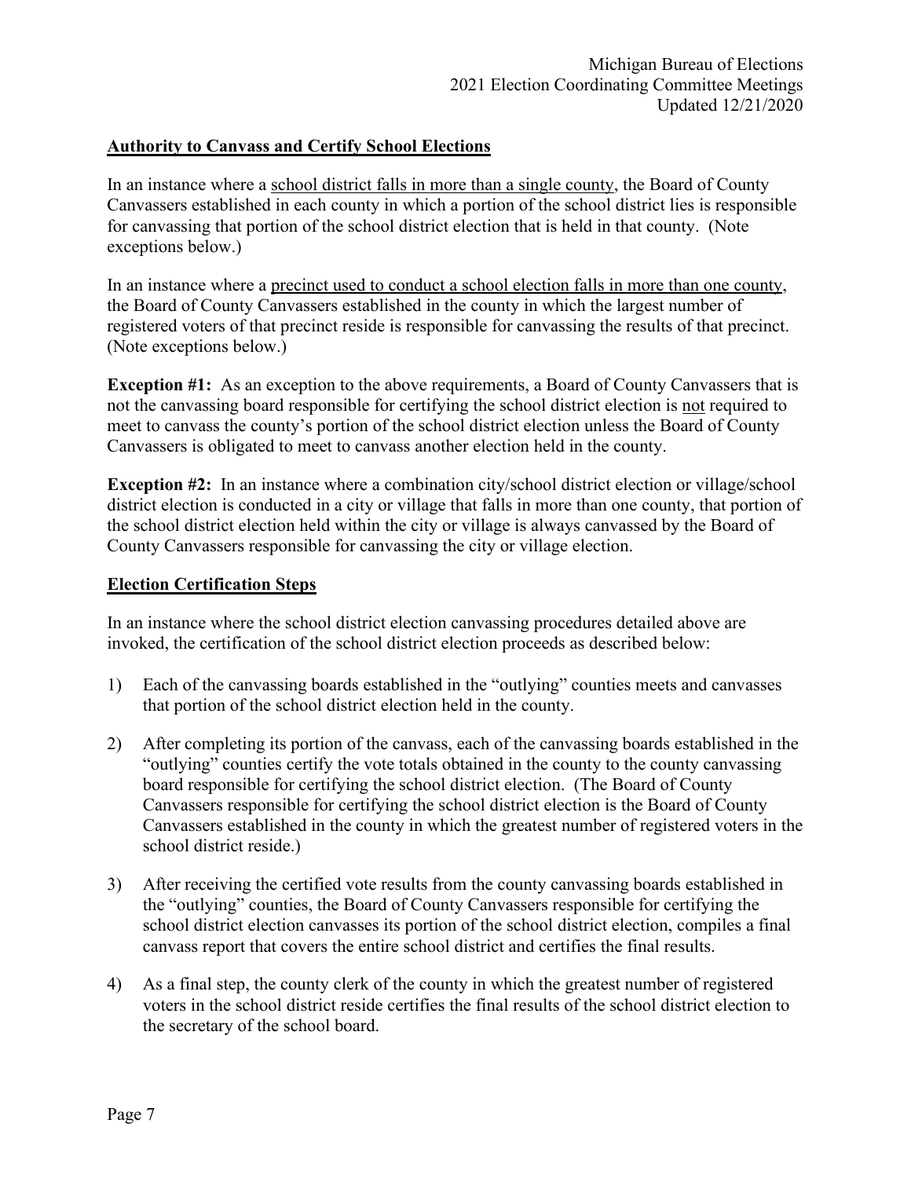## **Authority to Canvass and Certify School Elections**

In an instance where a <u>school district falls in more than a single county</u>, the Board of County Canvassers established in each county in which a portion of the school district lies is responsible for canvassing that portion of the school district election that is held in that county. (Note exceptions below.)

In an instance where a <u>precinct used to conduct a school election falls in more than one county</u>, the Board of County Canvassers established in the county in which the largest number of registered voters of that precinct reside is responsible for canvassing the results of that precinct. (Note exceptions below.)

**Exception #1:** As an exception to the above requirements, a Board of County Canvassers that is not the canvassing board responsible for certifying the school district election is <u>not</u> required to meet to canvass the county's portion of the school district election unless the Board of County Canvassers is obligated to meet to canvass another election held in the county.

**Exception #2:** In an instance where a combination city/school district election or village/school district election is conducted in a city or village that falls in more than one county, that portion of the school district election held within the city or village is always canvassed by the Board of County Canvassers responsible for canvassing the city or village election.

## **Election Certification Steps**

In an instance where the school district election canvassing procedures detailed above are invoked, the certification of the school district election proceeds as described below:

1) Each of the canvassing boards established in the "outlying" counties meets and canvasses that portion of the school district election held in the county.

2) After completing its portion of the canvass, each of the canvassing boards established in the "outlying" counties certify the vote totals obtained in the county to the county canvassing board responsible for certifying the school district election. (The Board of County Canvassers responsible for certifying the school district election is the Board of County Canvassers established in the county in which the greatest number of registered voters in the school district reside.)

3) After receiving the certified vote results from the county canvassing boards established in the "outlying" counties, the Board of County Canvassers responsible for certifying the school district election canvasses its portion of the school district election, compiles a final canvass report that covers the entire school district and certifies the final results.

4) As a final step, the county clerk of the county in which the greatest number of registered voters in the school district reside certifies the final results of the school district election to the secretary of the school board.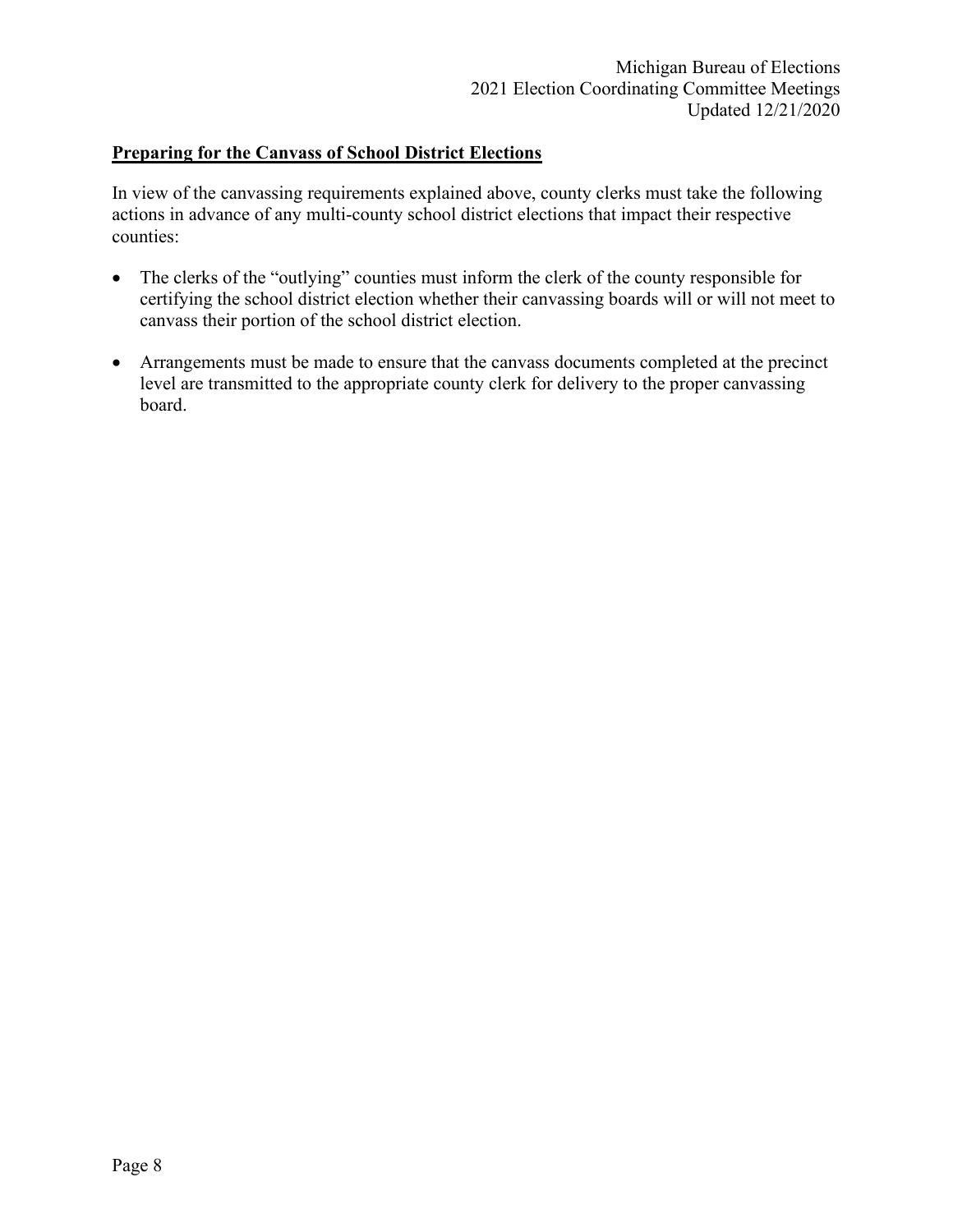## Preparing for the Canvass of School District Elections

In view of the canvassing requirements explained above, county clerks must take the following actions in advance of any multi-county school district elections that impact their respective counties:

- The clerks of the "outlying" counties must inform the clerk of the county responsible for certifying the school district election whether their canvassing boards will or will not meet to canvass their portion of the school district election.
- Arrangements must be made to ensure that the canvass documents completed at the precinct level are transmitted to the appropriate county clerk for delivery to the proper canvassing board.